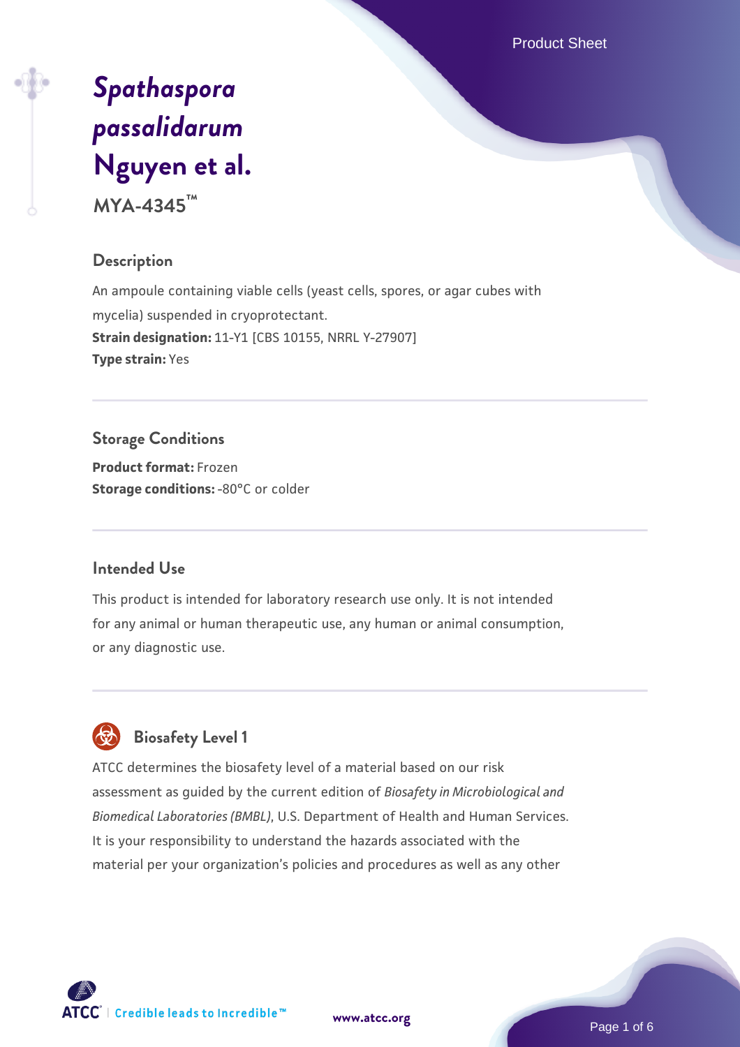# *Spathaspora passalidarum* Nguyen et al.

**MYA-4345™**

## Description

An ampoule containing viable cells (yeast cells, spores, or agar cubes with mycelia) suspended in cryoprotectant.

**Strain designation:** 11-Y1 [CBS 10155, NRRL Y-27907]

**Type strain:** Yes

## Storage Conditions

**Product format:** Frozen

**Storage conditions:** -80°C or colder

## Intended Use

This product is intended for laboratory research use only. It is not intended for any animal or human therapeutic use, any human or animal consumption, or any diagnostic use.

## Biosafety Level 1

ATCC determines the biosafety level of a material based on our risk assessment as guided by the current edition of *Biosafety in Microbiological and Biomedical Laboratories (BMBL)*, U.S. Department of Health and Human Services. It is your responsibility to understand the hazards associated with the material per your organization's policies and procedures as well as any other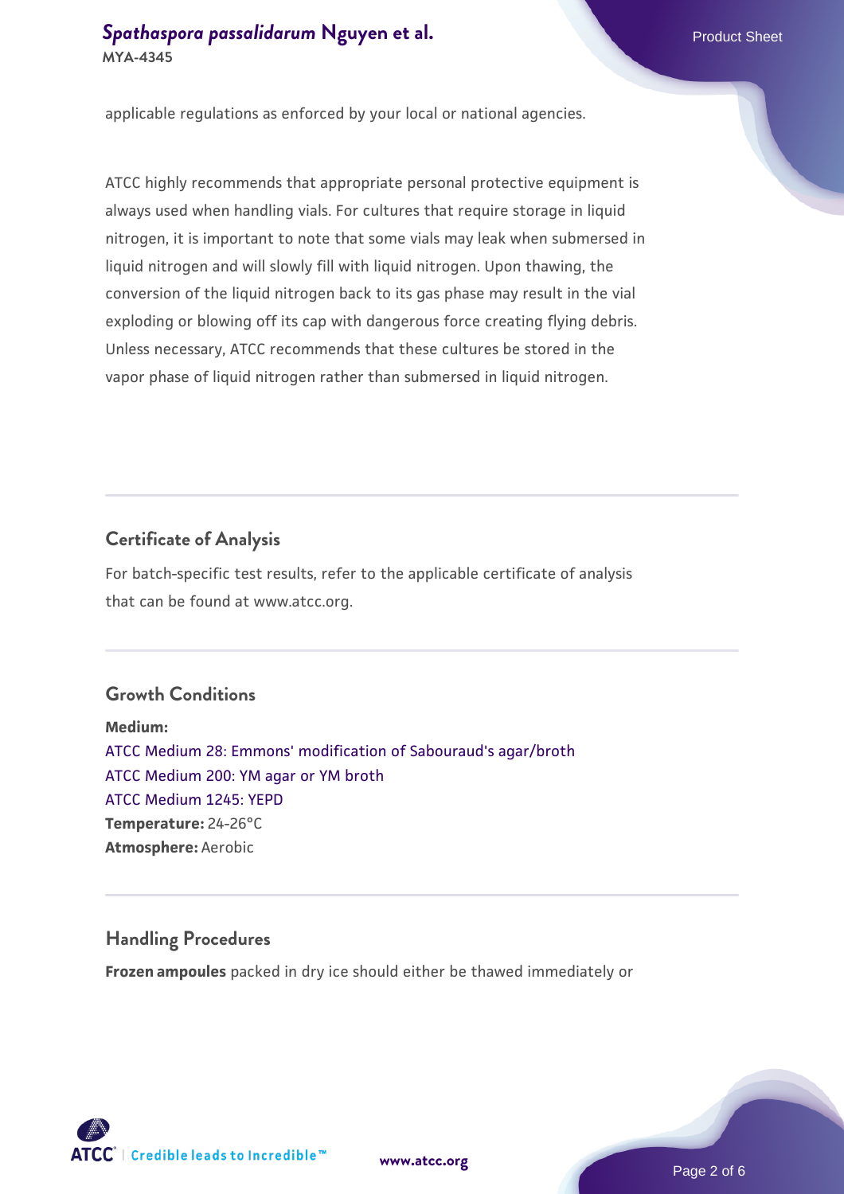applicable regulations as enforced by your local or national agencies.

ATCC highly recommends that appropriate personal protective equipment is always used when handling vials. For cultures that require storage in liquid nitrogen, it is important to note that some vials may leak when submersed in liquid nitrogen and will slowly fill with liquid nitrogen. Upon thawing, the conversion of the liquid nitrogen back to its gas phase may result in the vial exploding or blowing off its cap with dangerous force creating flying debris. Unless necessary, ATCC recommends that these cultures be stored in the vapor phase of liquid nitrogen rather than submersed in liquid nitrogen.

## Certificate of Analysis

For batch-specific test results, refer to the applicable certificate of analysis that can be found at www.atcc.org.

## Growth Conditions

**Medium:**
ATCC Medium 28: Emmons' modification of Sabouraud's agar/broth
ATCC Medium 200: YM agar or YM broth
ATCC Medium 1245: YEPD
**Temperature:** 24-26°C
**Atmosphere:** Aerobic

## Handling Procedures

**Frozen ampoules** packed in dry ice should either be thawed immediately or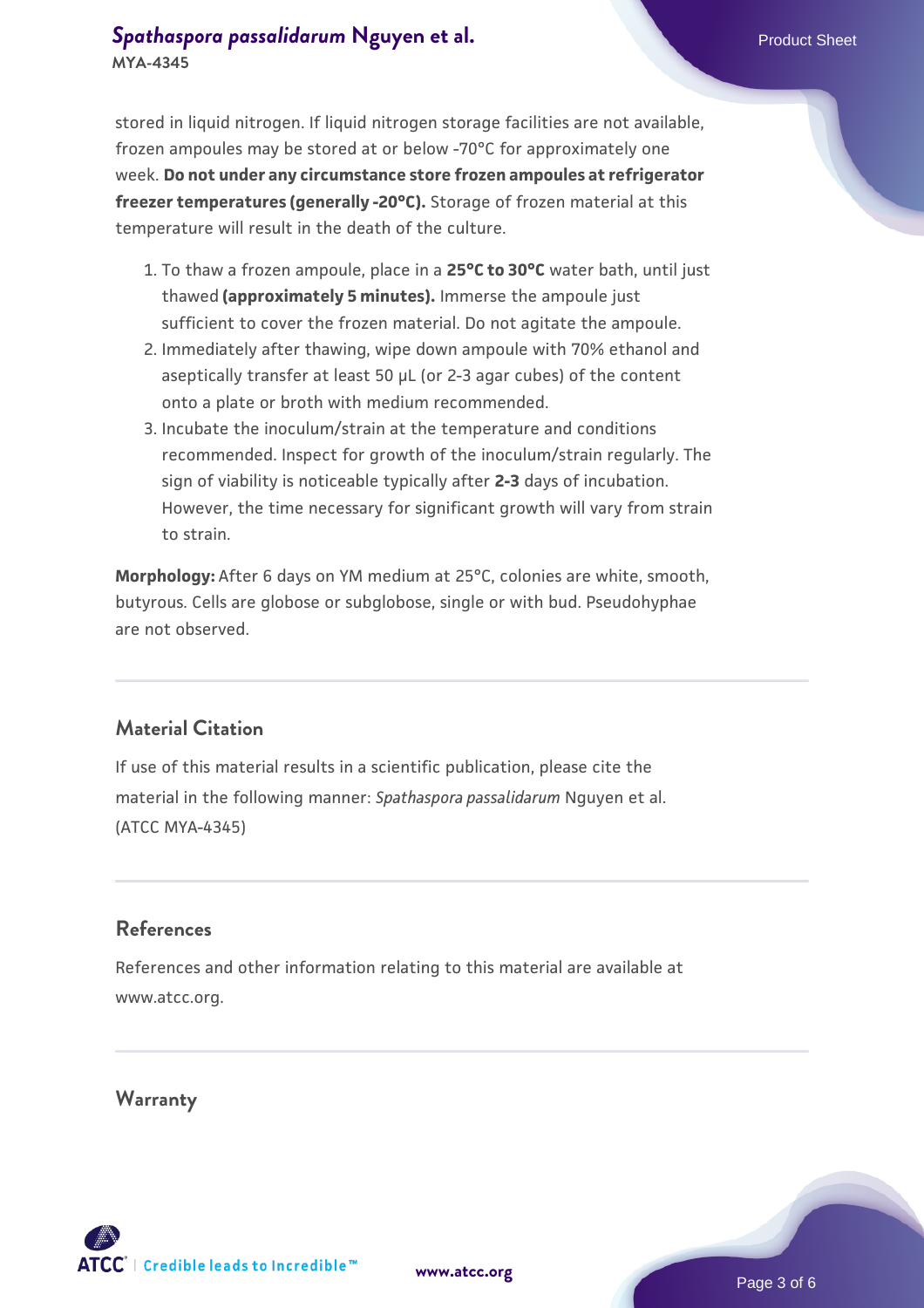stored in liquid nitrogen. If liquid nitrogen storage facilities are not available, frozen ampoules may be stored at or below -70°C for approximately one week. **Do not under any circumstance store frozen ampoules at refrigerator freezer temperatures (generally -20°C).** Storage of frozen material at this temperature will result in the death of the culture.

1. To thaw a frozen ampoule, place in a **25°C to 30°C** water bath, until just thawed **(approximately 5 minutes).** Immerse the ampoule just sufficient to cover the frozen material. Do not agitate the ampoule.
2. Immediately after thawing, wipe down ampoule with 70% ethanol and aseptically transfer at least 50 µL (or 2-3 agar cubes) of the content onto a plate or broth with medium recommended.
3. Incubate the inoculum/strain at the temperature and conditions recommended. Inspect for growth of the inoculum/strain regularly. The sign of viability is noticeable typically after **2-3** days of incubation. However, the time necessary for significant growth will vary from strain to strain.

**Morphology:** After 6 days on YM medium at 25°C, colonies are white, smooth, butyrous. Cells are globose or subglobose, single or with bud. Pseudohyphae are not observed.

## Material Citation

If use of this material results in a scientific publication, please cite the material in the following manner: *Spathaspora passalidarum* Nguyen et al. (ATCC MYA-4345)

## References

References and other information relating to this material are available at www.atcc.org.

## Warranty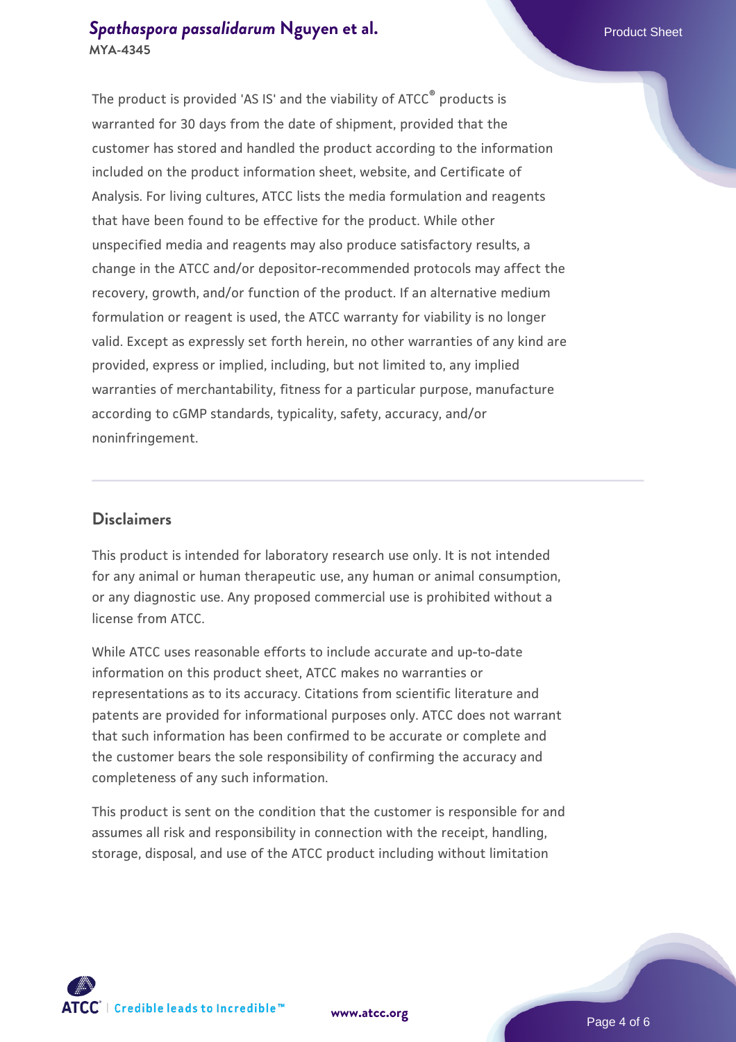The product is provided 'AS IS' and the viability of ATCC® products is warranted for 30 days from the date of shipment, provided that the customer has stored and handled the product according to the information included on the product information sheet, website, and Certificate of Analysis. For living cultures, ATCC lists the media formulation and reagents that have been found to be effective for the product. While other unspecified media and reagents may also produce satisfactory results, a change in the ATCC and/or depositor-recommended protocols may affect the recovery, growth, and/or function of the product. If an alternative medium formulation or reagent is used, the ATCC warranty for viability is no longer valid. Except as expressly set forth herein, no other warranties of any kind are provided, express or implied, including, but not limited to, any implied warranties of merchantability, fitness for a particular purpose, manufacture according to cGMP standards, typicality, safety, accuracy, and/or noninfringement.

## Disclaimers

This product is intended for laboratory research use only. It is not intended for any animal or human therapeutic use, any human or animal consumption, or any diagnostic use. Any proposed commercial use is prohibited without a license from ATCC.

While ATCC uses reasonable efforts to include accurate and up-to-date information on this product sheet, ATCC makes no warranties or representations as to its accuracy. Citations from scientific literature and patents are provided for informational purposes only. ATCC does not warrant that such information has been confirmed to be accurate or complete and the customer bears the sole responsibility of confirming the accuracy and completeness of any such information.

This product is sent on the condition that the customer is responsible for and assumes all risk and responsibility in connection with the receipt, handling, storage, disposal, and use of the ATCC product including without limitation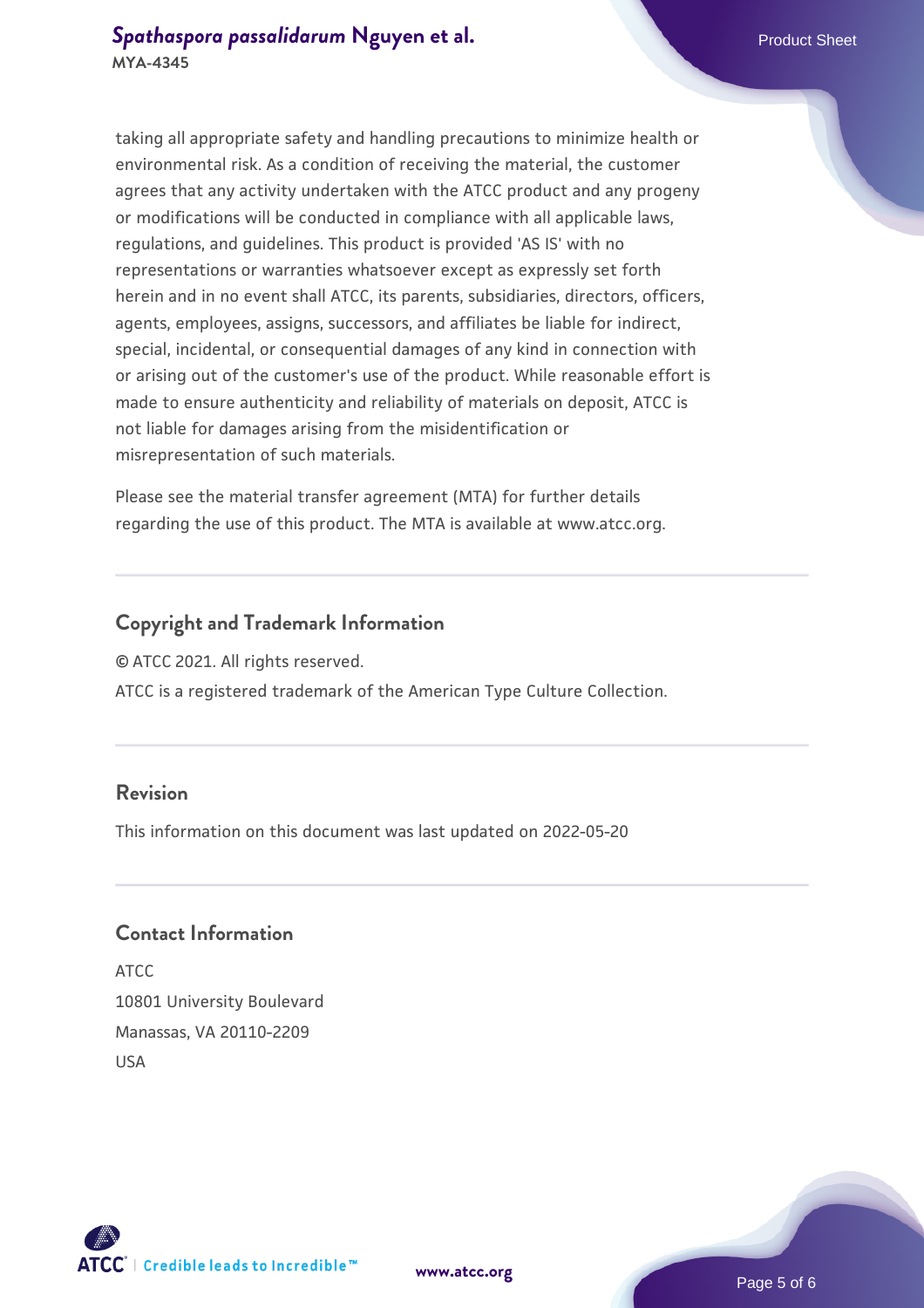taking all appropriate safety and handling precautions to minimize health or environmental risk. As a condition of receiving the material, the customer agrees that any activity undertaken with the ATCC product and any progeny or modifications will be conducted in compliance with all applicable laws, regulations, and guidelines. This product is provided 'AS IS' with no representations or warranties whatsoever except as expressly set forth herein and in no event shall ATCC, its parents, subsidiaries, directors, officers, agents, employees, assigns, successors, and affiliates be liable for indirect, special, incidental, or consequential damages of any kind in connection with or arising out of the customer's use of the product. While reasonable effort is made to ensure authenticity and reliability of materials on deposit, ATCC is not liable for damages arising from the misidentification or misrepresentation of such materials.

Please see the material transfer agreement (MTA) for further details regarding the use of this product. The MTA is available at www.atcc.org.

## Copyright and Trademark Information

© ATCC 2021. All rights reserved.

ATCC is a registered trademark of the American Type Culture Collection.

## Revision

This information on this document was last updated on 2022-05-20

## Contact Information

ATCC
10801 University Boulevard
Manassas, VA 20110-2209
USA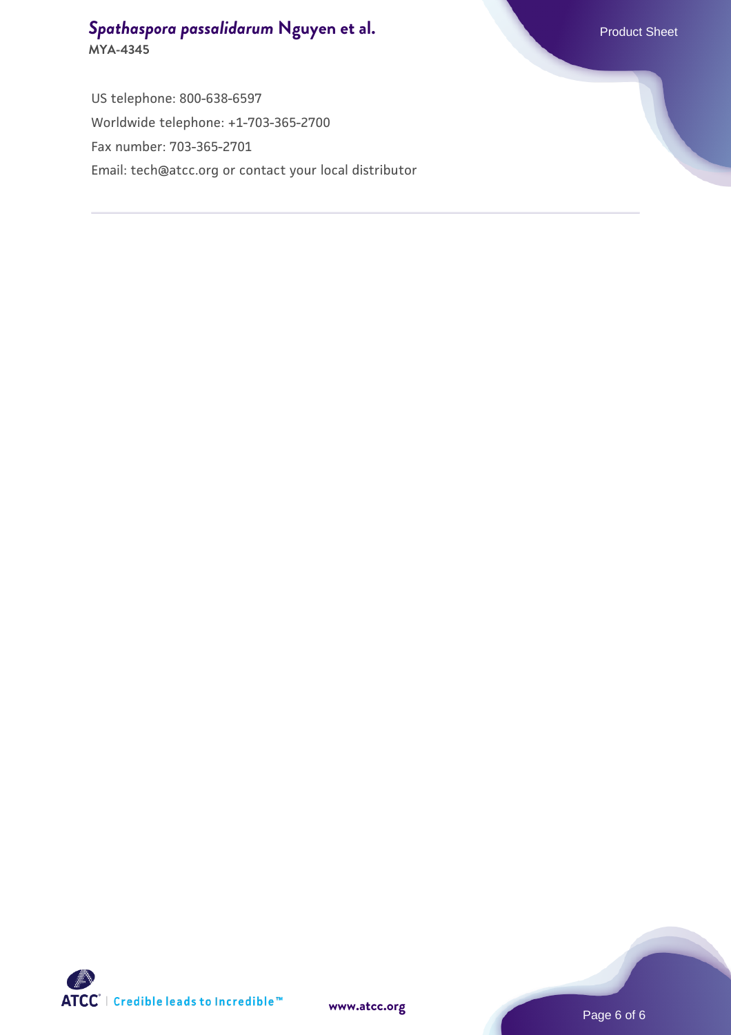US telephone: 800-638-6597

Worldwide telephone: +1-703-365-2700

Fax number: 703-365-2701

Email: tech@atcc.org or contact your local distributor